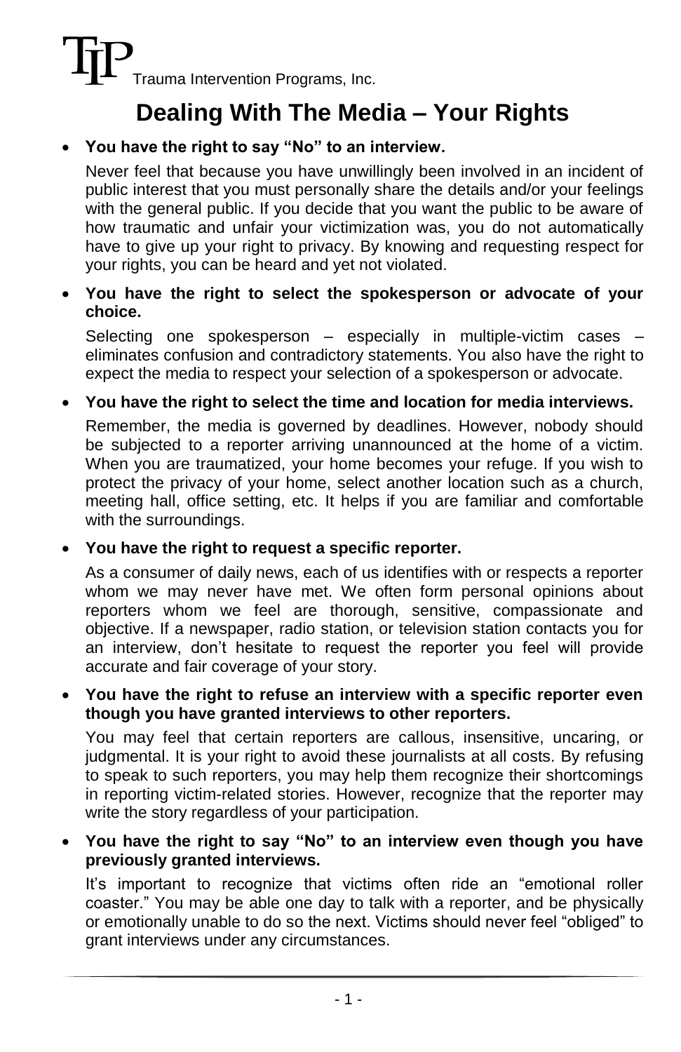TIP Trauma Intervention Programs, Inc.

# Dealing With The Media – Your Rights

- **You have the right to say "No" to an interview.**

  Never feel that because you have unwillingly been involved in an incident of public interest that you must personally share the details and/or your feelings with the general public. If you decide that you want the public to be aware of how traumatic and unfair your victimization was, you do not automatically have to give up your right to privacy. By knowing and requesting respect for your rights, you can be heard and yet not violated.

- **You have the right to select the spokesperson or advocate of your choice.**

  Selecting one spokesperson – especially in multiple-victim cases – eliminates confusion and contradictory statements. You also have the right to expect the media to respect your selection of a spokesperson or advocate.

- **You have the right to select the time and location for media interviews.**

  Remember, the media is governed by deadlines. However, nobody should be subjected to a reporter arriving unannounced at the home of a victim. When you are traumatized, your home becomes your refuge. If you wish to protect the privacy of your home, select another location such as a church, meeting hall, office setting, etc. It helps if you are familiar and comfortable with the surroundings.

- **You have the right to request a specific reporter.**

  As a consumer of daily news, each of us identifies with or respects a reporter whom we may never have met. We often form personal opinions about reporters whom we feel are thorough, sensitive, compassionate and objective. If a newspaper, radio station, or television station contacts you for an interview, don't hesitate to request the reporter you feel will provide accurate and fair coverage of your story.

- **You have the right to refuse an interview with a specific reporter even though you have granted interviews to other reporters.**

  You may feel that certain reporters are callous, insensitive, uncaring, or judgmental. It is your right to avoid these journalists at all costs. By refusing to speak to such reporters, you may help them recognize their shortcomings in reporting victim-related stories. However, recognize that the reporter may write the story regardless of your participation.

- **You have the right to say "No" to an interview even though you have previously granted interviews.**

  It's important to recognize that victims often ride an "emotional roller coaster." You may be able one day to talk with a reporter, and be physically or emotionally unable to do so the next. Victims should never feel "obliged" to grant interviews under any circumstances.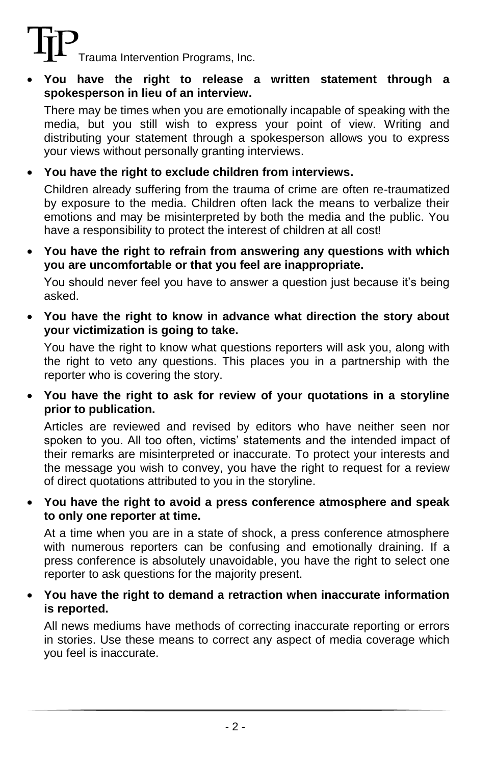- **You have the right to release a written statement through a spokesperson in lieu of an interview.**

  There may be times when you are emotionally incapable of speaking with the media, but you still wish to express your point of view. Writing and distributing your statement through a spokesperson allows you to express your views without personally granting interviews.

- **You have the right to exclude children from interviews.**

  Children already suffering from the trauma of crime are often re-traumatized by exposure to the media. Children often lack the means to verbalize their emotions and may be misinterpreted by both the media and the public. You have a responsibility to protect the interest of children at all cost!

- **You have the right to refrain from answering any questions with which you are uncomfortable or that you feel are inappropriate.**

  You should never feel you have to answer a question just because it's being asked.

- **You have the right to know in advance what direction the story about your victimization is going to take.**

  You have the right to know what questions reporters will ask you, along with the right to veto any questions. This places you in a partnership with the reporter who is covering the story.

- **You have the right to ask for review of your quotations in a storyline prior to publication.**

  Articles are reviewed and revised by editors who have neither seen nor spoken to you. All too often, victims' statements and the intended impact of their remarks are misinterpreted or inaccurate. To protect your interests and the message you wish to convey, you have the right to request for a review of direct quotations attributed to you in the storyline.

- **You have the right to avoid a press conference atmosphere and speak to only one reporter at time.**

  At a time when you are in a state of shock, a press conference atmosphere with numerous reporters can be confusing and emotionally draining. If a press conference is absolutely unavoidable, you have the right to select one reporter to ask questions for the majority present.

- **You have the right to demand a retraction when inaccurate information is reported.**

  All news mediums have methods of correcting inaccurate reporting or errors in stories. Use these means to correct any aspect of media coverage which you feel is inaccurate.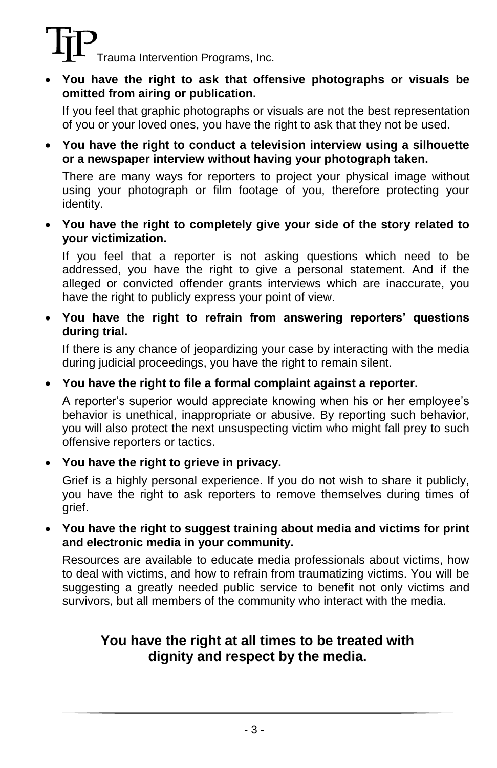- **You have the right to ask that offensive photographs or visuals be omitted from airing or publication.**

  If you feel that graphic photographs or visuals are not the best representation of you or your loved ones, you have the right to ask that they not be used.

- **You have the right to conduct a television interview using a silhouette or a newspaper interview without having your photograph taken.**

  There are many ways for reporters to project your physical image without using your photograph or film footage of you, therefore protecting your identity.

- **You have the right to completely give your side of the story related to your victimization.**

  If you feel that a reporter is not asking questions which need to be addressed, you have the right to give a personal statement. And if the alleged or convicted offender grants interviews which are inaccurate, you have the right to publicly express your point of view.

- **You have the right to refrain from answering reporters' questions during trial.**

  If there is any chance of jeopardizing your case by interacting with the media during judicial proceedings, you have the right to remain silent.

- **You have the right to file a formal complaint against a reporter.**

  A reporter's superior would appreciate knowing when his or her employee's behavior is unethical, inappropriate or abusive. By reporting such behavior, you will also protect the next unsuspecting victim who might fall prey to such offensive reporters or tactics.

- **You have the right to grieve in privacy.**

  Grief is a highly personal experience. If you do not wish to share it publicly, you have the right to ask reporters to remove themselves during times of grief.

- **You have the right to suggest training about media and victims for print and electronic media in your community.**

  Resources are available to educate media professionals about victims, how to deal with victims, and how to refrain from traumatizing victims. You will be suggesting a greatly needed public service to benefit not only victims and survivors, but all members of the community who interact with the media.

**You have the right at all times to be treated with dignity and respect by the media.**